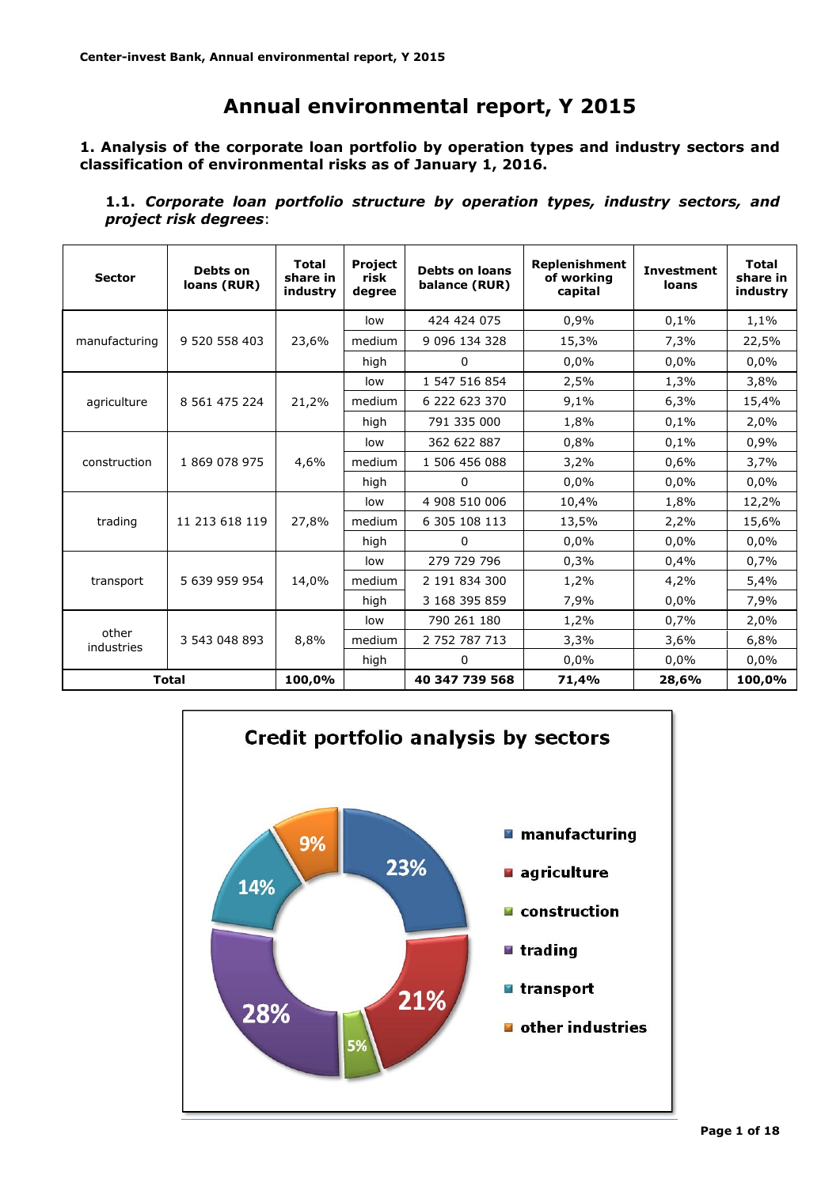# Annual environmental report, Y 2015

## 1. Analysis of the corporate loan portfolio by operation types and industry sectors and classification of environmental risks as of January 1, 2016.

### 1.1. *Corporate loan portfolio structure by operation types, industry sectors, and project risk degrees*:

| Sector | Debts on loans (RUR) | Total share in industry | Project risk degree | Debts on loans balance (RUR) | Replenishment of working capital | Investment loans | Total share in industry |
|---|---|---|---|---|---|---|---|
| manufacturing | 9 520 558 403 | 23,6% | low | 424 424 075 | 0,9% | 0,1% | 1,1% |
| | | | medium | 9 096 134 328 | 15,3% | 7,3% | 22,5% |
| | | | high | 0 | 0,0% | 0,0% | 0,0% |
| agriculture | 8 561 475 224 | 21,2% | low | 1 547 516 854 | 2,5% | 1,3% | 3,8% |
| | | | medium | 6 222 623 370 | 9,1% | 6,3% | 15,4% |
| | | | high | 791 335 000 | 1,8% | 0,1% | 2,0% |
| construction | 1 869 078 975 | 4,6% | low | 362 622 887 | 0,8% | 0,1% | 0,9% |
| | | | medium | 1 506 456 088 | 3,2% | 0,6% | 3,7% |
| | | | high | 0 | 0,0% | 0,0% | 0,0% |
| trading | 11 213 618 119 | 27,8% | low | 4 908 510 006 | 10,4% | 1,8% | 12,2% |
| | | | medium | 6 305 108 113 | 13,5% | 2,2% | 15,6% |
| | | | high | 0 | 0,0% | 0,0% | 0,0% |
| transport | 5 639 959 954 | 14,0% | low | 279 729 796 | 0,3% | 0,4% | 0,7% |
| | | | medium | 2 191 834 300 | 1,2% | 4,2% | 5,4% |
| | | | high | 3 168 395 859 | 7,9% | 0,0% | 7,9% |
| other industries | 3 543 048 893 | 8,8% | low | 790 261 180 | 1,2% | 0,7% | 2,0% |
| | | | medium | 2 752 787 713 | 3,3% | 3,6% | 6,8% |
| | | | high | 0 | 0,0% | 0,0% | 0,0% |
| **Total** | | **100,0%** | | **40 347 739 568** | **71,4%** | **28,6%** | **100,0%** |

**Credit portfolio analysis by sectors**

| Sector | Share |
|---|---|
| manufacturing | 23% |
| agriculture | 21% |
| construction | 5% |
| trading | 28% |
| transport | 14% |
| other industries | 9% |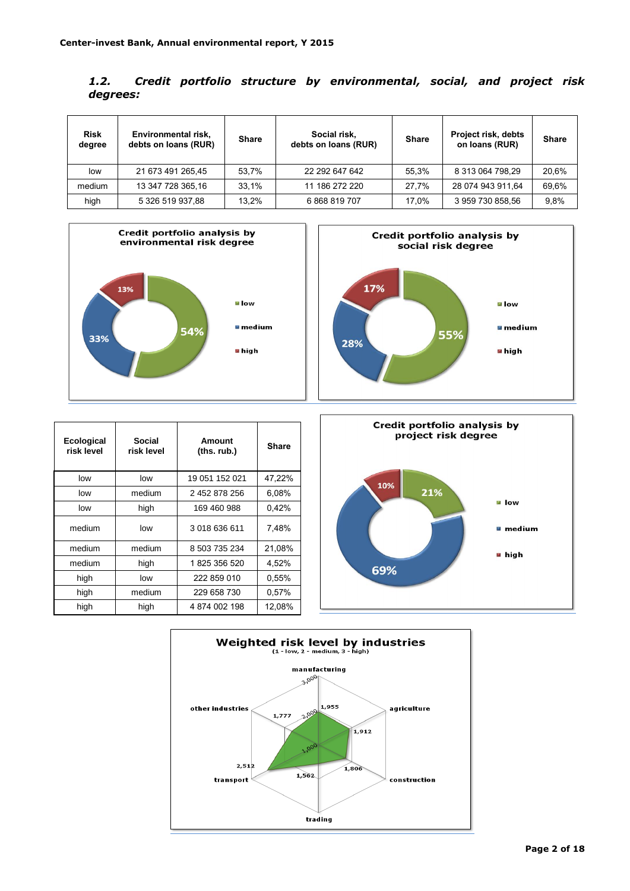### 1.2. *Credit portfolio structure by environmental, social, and project risk degrees:*

| Risk degree | Environmental risk, debts on loans (RUR) | Share | Social risk, debts on loans (RUR) | Share | Project risk, debts on loans (RUR) | Share |
|---|---|---|---|---|---|---|
| low | 21 673 491 265,45 | 53,7% | 22 292 647 642 | 55,3% | 8 313 064 798,29 | 20,6% |
| medium | 13 347 728 365,16 | 33,1% | 11 186 272 220 | 27,7% | 28 074 943 911,64 | 69,6% |
| high | 5 326 519 937,88 | 13,2% | 6 868 819 707 | 17,0% | 3 959 730 858,56 | 9,8% |

**Credit portfolio analysis by environmental risk degree**

- low: 54%
- medium: 33%
- high: 13%

**Credit portfolio analysis by social risk degree**

- low: 55%
- medium: 28%
- high: 17%

| Ecological risk level | Social risk level | Amount (ths. rub.) | Share |
|---|---|---|---|
| low | low | 19 051 152 021 | 47,22% |
| low | medium | 2 452 878 256 | 6,08% |
| low | high | 169 460 988 | 0,42% |
| medium | low | 3 018 636 611 | 7,48% |
| medium | medium | 8 503 735 234 | 21,08% |
| medium | high | 1 825 356 520 | 4,52% |
| high | low | 222 859 010 | 0,55% |
| high | medium | 229 658 730 | 0,57% |
| high | high | 4 874 002 198 | 12,08% |

**Credit portfolio analysis by project risk degree**

- low: 21%
- medium: 69%
- high: 10%

**Weighted risk level by industries**
(1 - low, 2 - medium, 3 - high)

- manufacturing: 1,955
- agriculture: 1,912
- construction: 1,806
- trading: 1,562
- transport: 2,512
- other industries: 1,777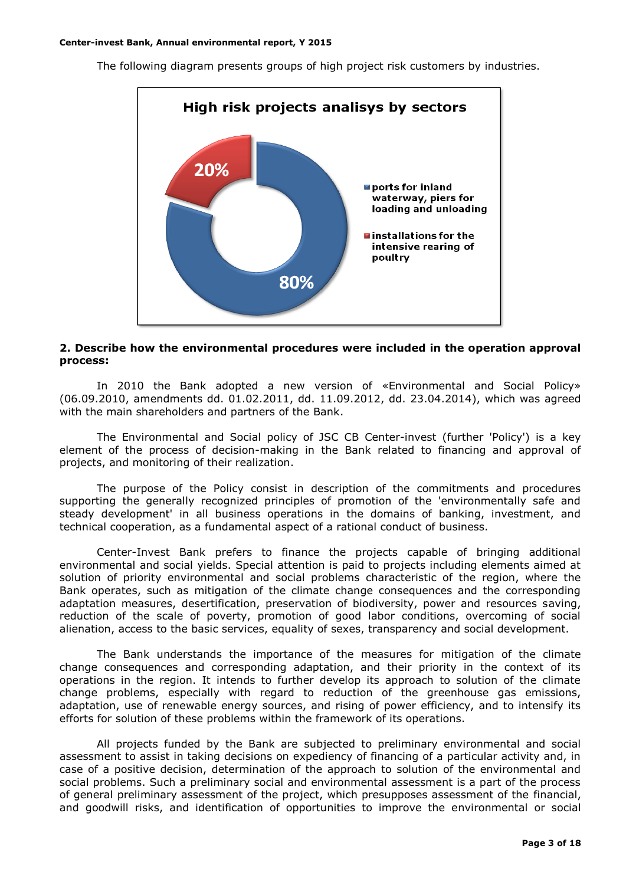The following diagram presents groups of high project risk customers by industries.

**High risk projects analisys by sectors**

- ports for inland waterway, piers for loading and unloading — 80%
- installations for the intensive rearing of poultry — 20%

**2. Describe how the environmental procedures were included in the operation approval process:**

In 2010 the Bank adopted a new version of «Environmental and Social Policy» (06.09.2010, amendments dd. 01.02.2011, dd. 11.09.2012, dd. 23.04.2014), which was agreed with the main shareholders and partners of the Bank.

The Environmental and Social policy of JSC CB Center-invest (further 'Policy') is a key element of the process of decision-making in the Bank related to financing and approval of projects, and monitoring of their realization.

The purpose of the Policy consist in description of the commitments and procedures supporting the generally recognized principles of promotion of the 'environmentally safe and steady development' in all business operations in the domains of banking, investment, and technical cooperation, as a fundamental aspect of a rational conduct of business.

Center-Invest Bank prefers to finance the projects capable of bringing additional environmental and social yields. Special attention is paid to projects including elements aimed at solution of priority environmental and social problems characteristic of the region, where the Bank operates, such as mitigation of the climate change consequences and the corresponding adaptation measures, desertification, preservation of biodiversity, power and resources saving, reduction of the scale of poverty, promotion of good labor conditions, overcoming of social alienation, access to the basic services, equality of sexes, transparency and social development.

The Bank understands the importance of the measures for mitigation of the climate change consequences and corresponding adaptation, and their priority in the context of its operations in the region. It intends to further develop its approach to solution of the climate change problems, especially with regard to reduction of the greenhouse gas emissions, adaptation, use of renewable energy sources, and rising of power efficiency, and to intensify its efforts for solution of these problems within the framework of its operations.

All projects funded by the Bank are subjected to preliminary environmental and social assessment to assist in taking decisions on expediency of financing of a particular activity and, in case of a positive decision, determination of the approach to solution of the environmental and social problems. Such a preliminary social and environmental assessment is a part of the process of general preliminary assessment of the project, which presupposes assessment of the financial, and goodwill risks, and identification of opportunities to improve the environmental or social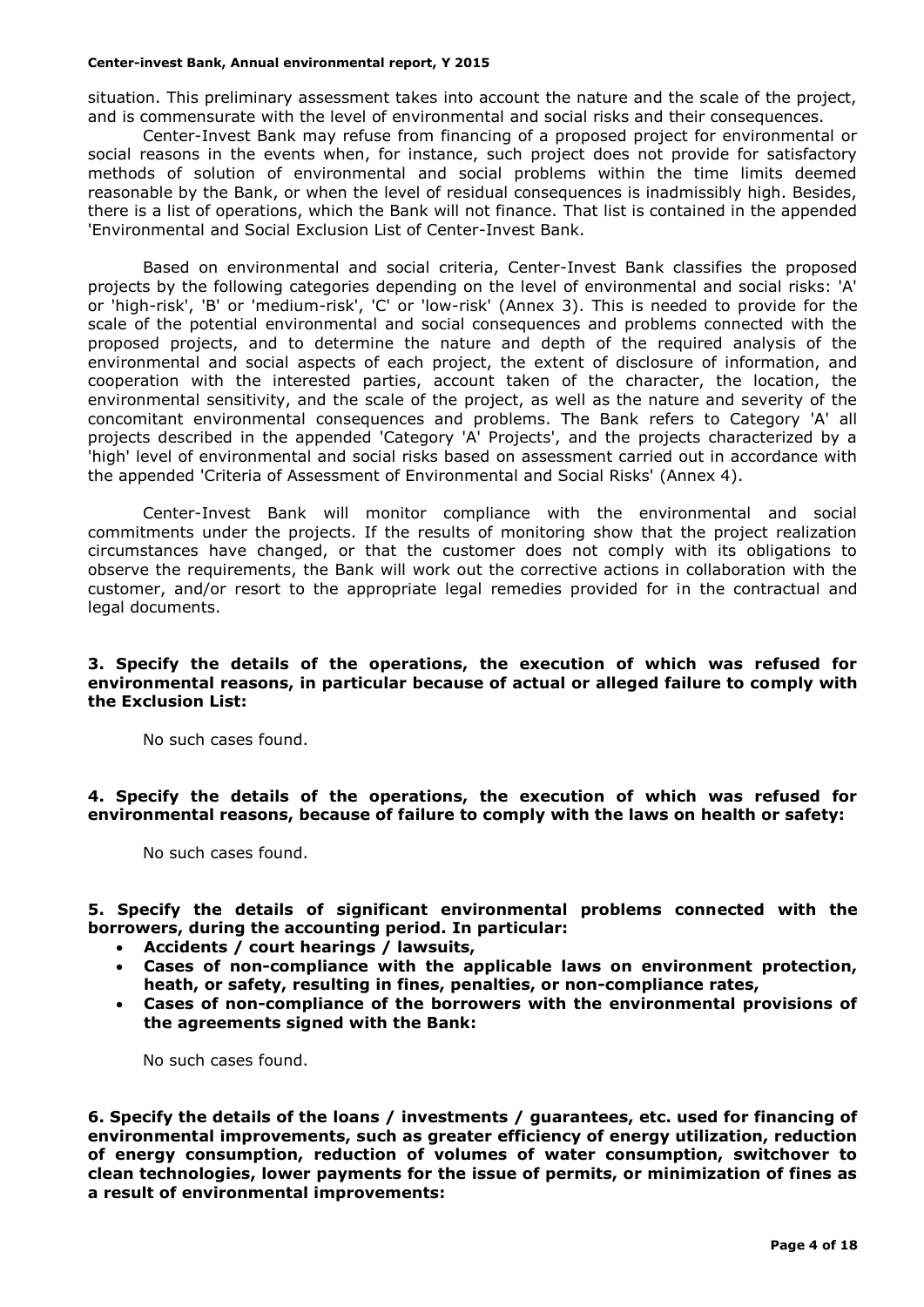situation. This preliminary assessment takes into account the nature and the scale of the project, and is commensurate with the level of environmental and social risks and their consequences.

Center-Invest Bank may refuse from financing of a proposed project for environmental or social reasons in the events when, for instance, such project does not provide for satisfactory methods of solution of environmental and social problems within the time limits deemed reasonable by the Bank, or when the level of residual consequences is inadmissibly high. Besides, there is a list of operations, which the Bank will not finance. That list is contained in the appended 'Environmental and Social Exclusion List of Center-Invest Bank.

Based on environmental and social criteria, Center-Invest Bank classifies the proposed projects by the following categories depending on the level of environmental and social risks: 'A' or 'high-risk', 'B' or 'medium-risk', 'C' or 'low-risk' (Annex 3). This is needed to provide for the scale of the potential environmental and social consequences and problems connected with the proposed projects, and to determine the nature and depth of the required analysis of the environmental and social aspects of each project, the extent of disclosure of information, and cooperation with the interested parties, account taken of the character, the location, the environmental sensitivity, and the scale of the project, as well as the nature and severity of the concomitant environmental consequences and problems. The Bank refers to Category 'A' all projects described in the appended 'Category 'A' Projects', and the projects characterized by a 'high' level of environmental and social risks based on assessment carried out in accordance with the appended 'Criteria of Assessment of Environmental and Social Risks' (Annex 4).

Center-Invest Bank will monitor compliance with the environmental and social commitments under the projects. If the results of monitoring show that the project realization circumstances have changed, or that the customer does not comply with its obligations to observe the requirements, the Bank will work out the corrective actions in collaboration with the customer, and/or resort to the appropriate legal remedies provided for in the contractual and legal documents.

**3. Specify the details of the operations, the execution of which was refused for environmental reasons, in particular because of actual or alleged failure to comply with the Exclusion List:**

No such cases found.

**4. Specify the details of the operations, the execution of which was refused for environmental reasons, because of failure to comply with the laws on health or safety:**

No such cases found.

**5. Specify the details of significant environmental problems connected with the borrowers, during the accounting period. In particular:**

- **Accidents / court hearings / lawsuits,**
- **Cases of non-compliance with the applicable laws on environment protection, heath, or safety, resulting in fines, penalties, or non-compliance rates,**
- **Cases of non-compliance of the borrowers with the environmental provisions of the agreements signed with the Bank:**

No such cases found.

**6. Specify the details of the loans / investments / guarantees, etc. used for financing of environmental improvements, such as greater efficiency of energy utilization, reduction of energy consumption, reduction of volumes of water consumption, switchover to clean technologies, lower payments for the issue of permits, or minimization of fines as a result of environmental improvements:**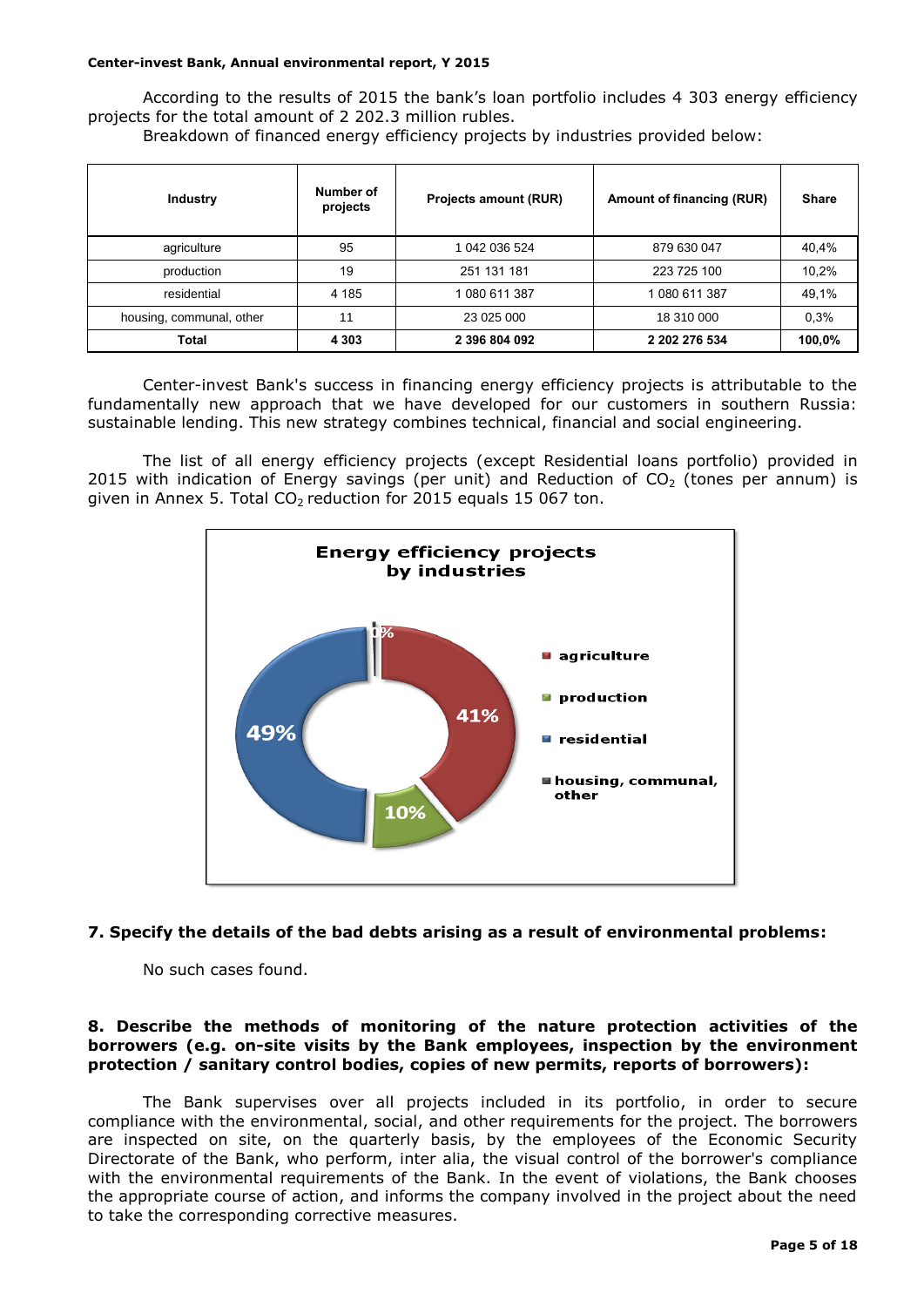According to the results of 2015 the bank's loan portfolio includes 4 303 energy efficiency projects for the total amount of 2 202.3 million rubles.

Breakdown of financed energy efficiency projects by industries provided below:

| Industry | Number of projects | Projects amount (RUR) | Amount of financing (RUR) | Share |
|---|---|---|---|---|
| agriculture | 95 | 1 042 036 524 | 879 630 047 | 40,4% |
| production | 19 | 251 131 181 | 223 725 100 | 10,2% |
| residential | 4 185 | 1 080 611 387 | 1 080 611 387 | 49,1% |
| housing, communal, other | 11 | 23 025 000 | 18 310 000 | 0,3% |
| **Total** | **4 303** | **2 396 804 092** | **2 202 276 534** | **100,0%** |

Center-invest Bank's success in financing energy efficiency projects is attributable to the fundamentally new approach that we have developed for our customers in southern Russia: sustainable lending. This new strategy combines technical, financial and social engineering.

The list of all energy efficiency projects (except Residential loans portfolio) provided in 2015 with indication of Energy savings (per unit) and Reduction of $CO_2$ (tones per annum) is given in Annex 5. Total $CO_2$ reduction for 2015 equals 15 067 ton.

**Energy efficiency projects by industries**

- agriculture: 41%
- production: 10%
- residential: 49%
- housing, communal, other: 0%

## 7. Specify the details of the bad debts arising as a result of environmental problems:

No such cases found.

## 8. Describe the methods of monitoring of the nature protection activities of the borrowers (e.g. on-site visits by the Bank employees, inspection by the environment protection / sanitary control bodies, copies of new permits, reports of borrowers):

The Bank supervises over all projects included in its portfolio, in order to secure compliance with the environmental, social, and other requirements for the project. The borrowers are inspected on site, on the quarterly basis, by the employees of the Economic Security Directorate of the Bank, who perform, inter alia, the visual control of the borrower's compliance with the environmental requirements of the Bank. In the event of violations, the Bank chooses the appropriate course of action, and informs the company involved in the project about the need to take the corresponding corrective measures.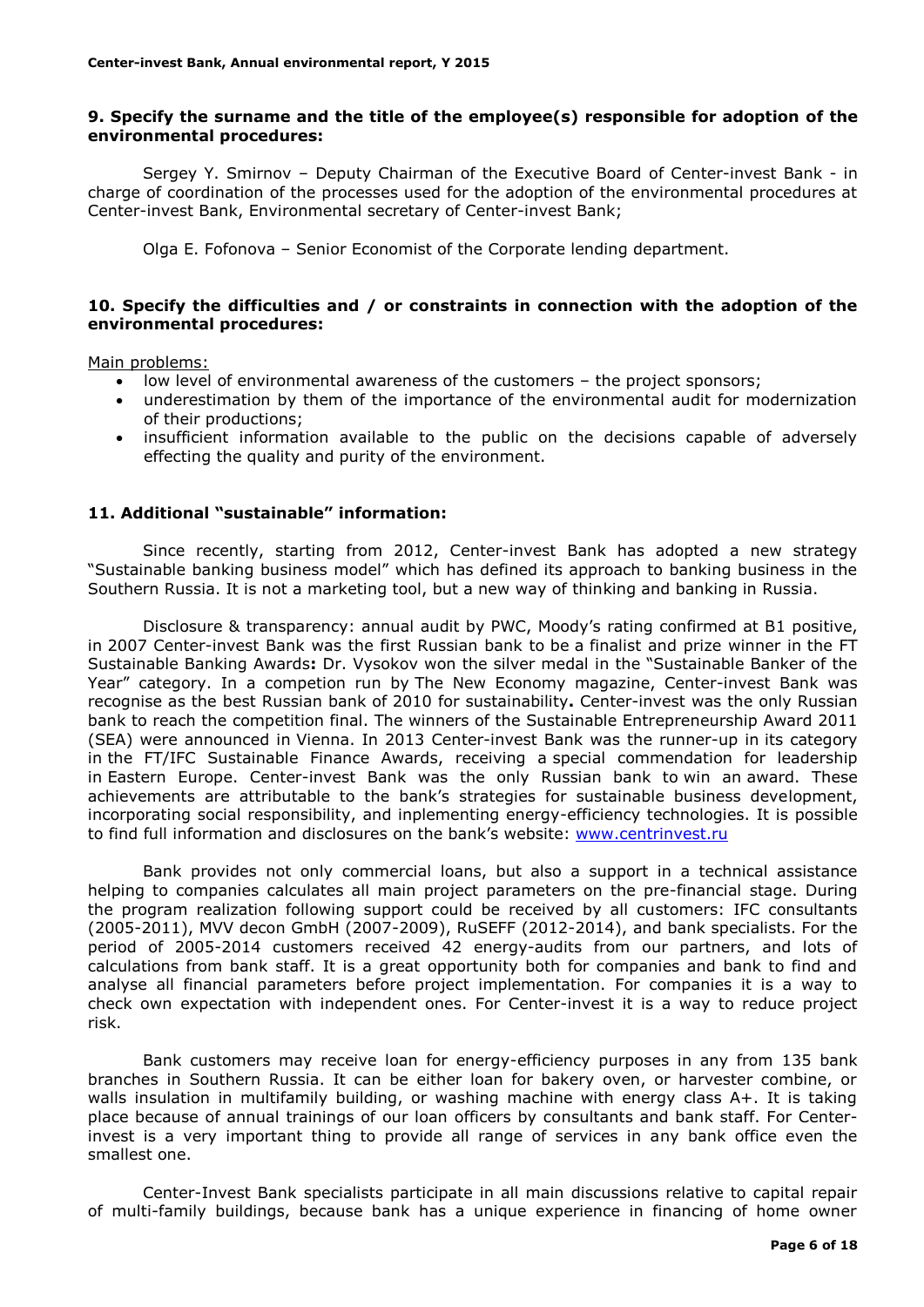### 9. Specify the surname and the title of the employee(s) responsible for adoption of the environmental procedures:

Sergey Y. Smirnov – Deputy Chairman of the Executive Board of Center-invest Bank - in charge of coordination of the processes used for the adoption of the environmental procedures at Center-invest Bank, Environmental secretary of Center-invest Bank;

Olga E. Fofonova – Senior Economist of the Corporate lending department.

### 10. Specify the difficulties and / or constraints in connection with the adoption of the environmental procedures:

Main problems:

- low level of environmental awareness of the customers – the project sponsors;
- underestimation by them of the importance of the environmental audit for modernization of their productions;
- insufficient information available to the public on the decisions capable of adversely effecting the quality and purity of the environment.

### 11. Additional "sustainable" information:

Since recently, starting from 2012, Center-invest Bank has adopted a new strategy "Sustainable banking business model" which has defined its approach to banking business in the Southern Russia. It is not a marketing tool, but a new way of thinking and banking in Russia.

Disclosure & transparency: annual audit by PWC, Moody's rating confirmed at B1 positive, in 2007 Center-invest Bank was the first Russian bank to be a finalist and prize winner in the FT Sustainable Banking Awards**:** Dr. Vysokov won the silver medal in the "Sustainable Banker of the Year" category. In a competion run by The New Economy magazine, Center-invest Bank was recognise as the best Russian bank of 2010 for sustainability**.** Center-invest was the only Russian bank to reach the competition final. The winners of the Sustainable Entrepreneurship Award 2011 (SEA) were announced in Vienna. In 2013 Center-invest Bank was the runner-up in its category in the FT/IFC Sustainable Finance Awards, receiving a special commendation for leadership in Eastern Europe. Center-invest Bank was the only Russian bank to win an award. These achievements are attributable to the bank's strategies for sustainable business development, incorporating social responsibility, and inplementing energy-efficiency technologies. It is possible to find full information and disclosures on the bank's website: www.centrinvest.ru

Bank provides not only commercial loans, but also a support in a technical assistance helping to companies calculates all main project parameters on the pre-financial stage. During the program realization following support could be received by all customers: IFC consultants (2005-2011), MVV decon GmbH (2007-2009), RuSEFF (2012-2014), and bank specialists. For the period of 2005-2014 customers received 42 energy-audits from our partners, and lots of calculations from bank staff. It is a great opportunity both for companies and bank to find and analyse all financial parameters before project implementation. For companies it is a way to check own expectation with independent ones. For Center-invest it is a way to reduce project risk.

Bank customers may receive loan for energy-efficiency purposes in any from 135 bank branches in Southern Russia. It can be either loan for bakery oven, or harvester combine, or walls insulation in multifamily building, or washing machine with energy class A+. It is taking place because of annual trainings of our loan officers by consultants and bank staff. For Center-invest is a very important thing to provide all range of services in any bank office even the smallest one.

Center-Invest Bank specialists participate in all main discussions relative to capital repair of multi-family buildings, because bank has a unique experience in financing of home owner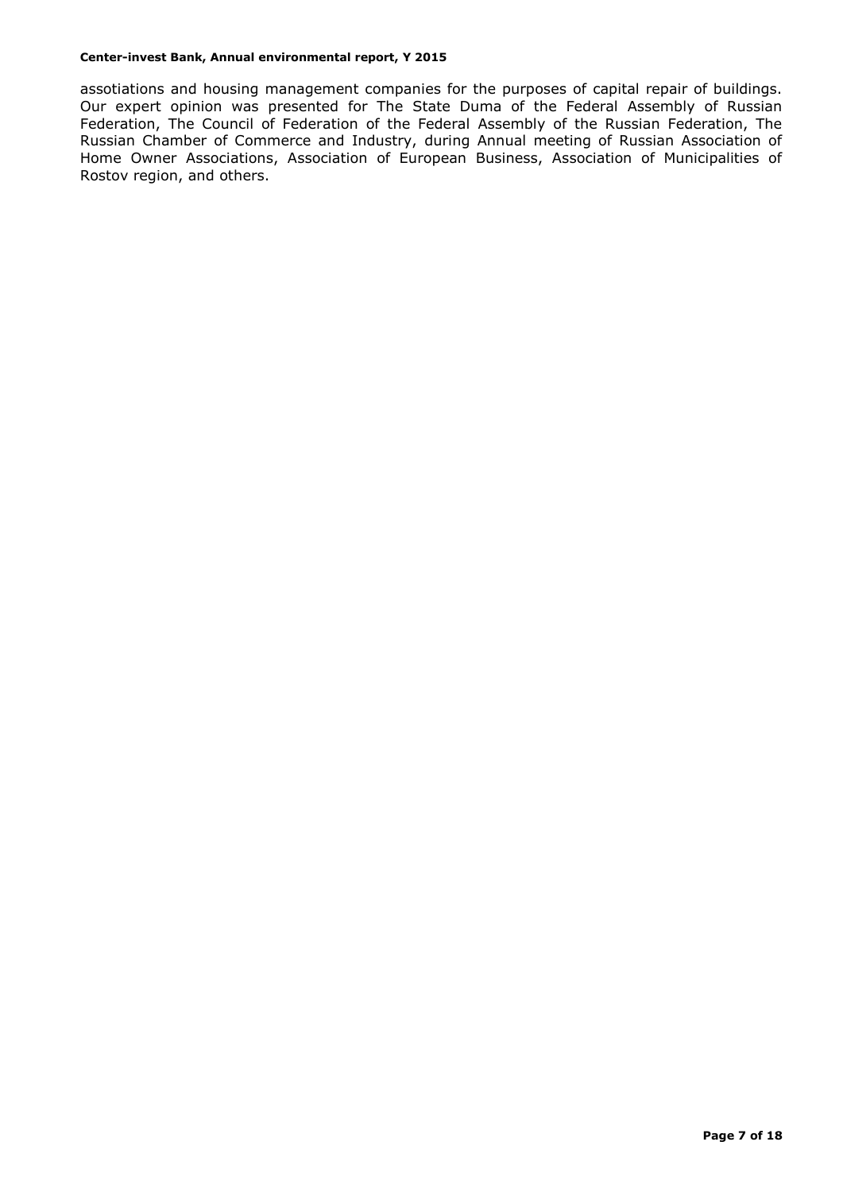assotiations and housing management companies for the purposes of capital repair of buildings. Our expert opinion was presented for The State Duma of the Federal Assembly of Russian Federation, The Council of Federation of the Federal Assembly of the Russian Federation, The Russian Chamber of Commerce and Industry, during Annual meeting of Russian Association of Home Owner Associations, Association of European Business, Association of Municipalities of Rostov region, and others.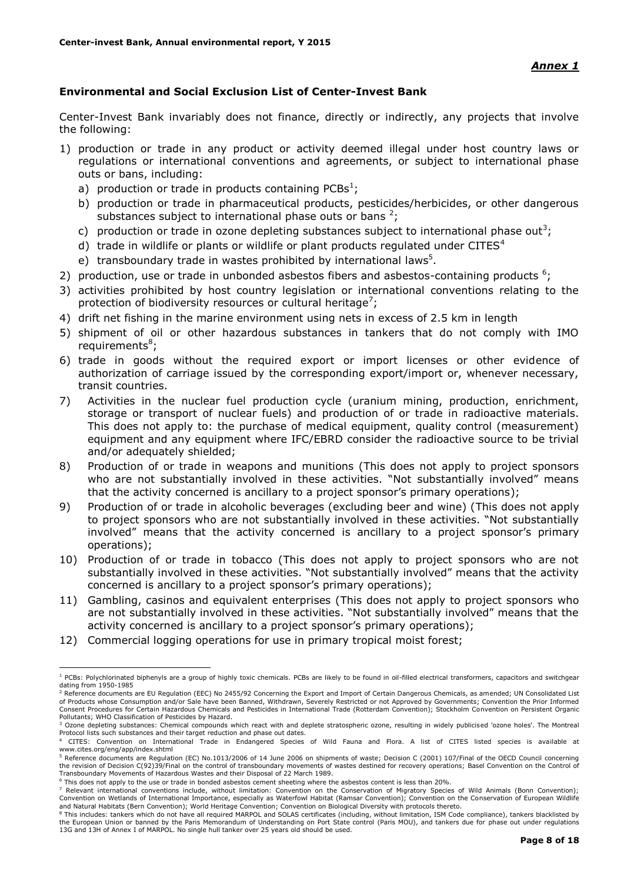*Annex 1*

### Environmental and Social Exclusion List of Center-Invest Bank

Center-Invest Bank invariably does not finance, directly or indirectly, any projects that involve the following:

1) production or trade in any product or activity deemed illegal under host country laws or regulations or international conventions and agreements, or subject to international phase outs or bans, including:
   a) production or trade in products containing PCBs[1];
   b) production or trade in pharmaceutical products, pesticides/herbicides, or other dangerous substances subject to international phase outs or bans [2];
   c) production or trade in ozone depleting substances subject to international phase out[3];
   d) trade in wildlife or plants or wildlife or plant products regulated under CITES[4]
   e) transboundary trade in wastes prohibited by international laws[5].
2) production, use or trade in unbonded asbestos fibers and asbestos-containing products [6];
3) activities prohibited by host country legislation or international conventions relating to the protection of biodiversity resources or cultural heritage[7];
4) drift net fishing in the marine environment using nets in excess of 2.5 km in length
5) shipment of oil or other hazardous substances in tankers that do not comply with IMO requirements[8];
6) trade in goods without the required export or import licenses or other evidence of authorization of carriage issued by the corresponding export/import or, whenever necessary, transit countries.
7) Activities in the nuclear fuel production cycle (uranium mining, production, enrichment, storage or transport of nuclear fuels) and production of or trade in radioactive materials. This does not apply to: the purchase of medical equipment, quality control (measurement) equipment and any equipment where IFC/EBRD consider the radioactive source to be trivial and/or adequately shielded;
8) Production of or trade in weapons and munitions (This does not apply to project sponsors who are not substantially involved in these activities. "Not substantially involved" means that the activity concerned is ancillary to a project sponsor's primary operations);
9) Production of or trade in alcoholic beverages (excluding beer and wine) (This does not apply to project sponsors who are not substantially involved in these activities. "Not substantially involved" means that the activity concerned is ancillary to a project sponsor's primary operations);
10) Production of or trade in tobacco (This does not apply to project sponsors who are not substantially involved in these activities. "Not substantially involved" means that the activity concerned is ancillary to a project sponsor's primary operations);
11) Gambling, casinos and equivalent enterprises (This does not apply to project sponsors who are not substantially involved in these activities. "Not substantially involved" means that the activity concerned is ancillary to a project sponsor's primary operations);
12) Commercial logging operations for use in primary tropical moist forest;

---

[1] PCBs: Polychlorinated biphenyls are a group of highly toxic chemicals. PCBs are likely to be found in oil-filled electrical transformers, capacitors and switchgear dating from 1950-1985

[2] Reference documents are EU Regulation (EEC) No 2455/92 Concerning the Export and Import of Certain Dangerous Chemicals, as amended; UN Consolidated List of Products whose Consumption and/or Sale have been Banned, Withdrawn, Severely Restricted or not Approved by Governments; Convention the Prior Informed Consent Procedures for Certain Hazardous Chemicals and Pesticides in International Trade (Rotterdam Convention); Stockholm Convention on Persistent Organic Pollutants; WHO Classification of Pesticides by Hazard.

[3] Ozone depleting substances: Chemical compounds which react with and deplete stratospheric ozone, resulting in widely publicised 'ozone holes'. The Montreal Protocol lists such substances and their target reduction and phase out dates.

[4] CITES: Convention on International Trade in Endangered Species of Wild Fauna and Flora. A list of CITES listed species is available at www.cites.org/eng/app/index.shtml

[5] Reference documents are Regulation (EC) No.1013/2006 of 14 June 2006 on shipments of waste; Decision C (2001) 107/Final of the OECD Council concerning the revision of Decision C(92)39/Final on the control of transboundary movements of wastes destined for recovery operations; Basel Convention on the Control of Transboundary Movements of Hazardous Wastes and their Disposal of 22 March 1989.

[6] This does not apply to the use or trade in bonded asbestos cement sheeting where the asbestos content is less than 20%.

[7] Relevant international conventions include, without limitation: Convention on the Conservation of Migratory Species of Wild Animals (Bonn Convention); Convention on Wetlands of International Importance, especially as Waterfowl Habitat (Ramsar Convention); Convention on the Conservation of European Wildlife and Natural Habitats (Bern Convention); World Heritage Convention; Convention on Biological Diversity with protocols thereto.

[8] This includes: tankers which do not have all required MARPOL and SOLAS certificates (including, without limitation, ISM Code compliance), tankers blacklisted by the European Union or banned by the Paris Memorandum of Understanding on Port State control (Paris MOU), and tankers due for phase out under regulations 13G and 13H of Annex I of MARPOL. No single hull tanker over 25 years old should be used.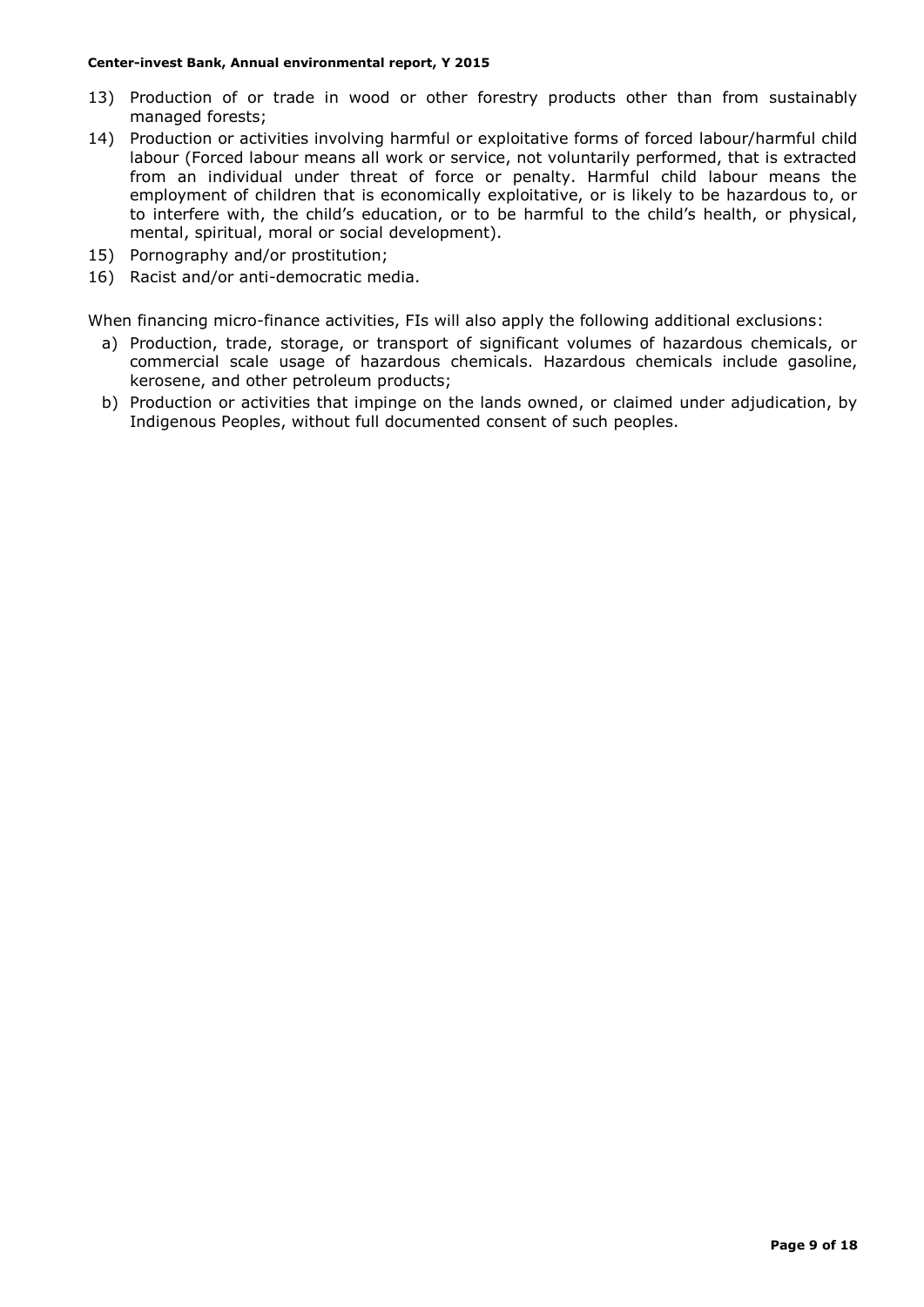13) Production of or trade in wood or other forestry products other than from sustainably managed forests;
14) Production or activities involving harmful or exploitative forms of forced labour/harmful child labour (Forced labour means all work or service, not voluntarily performed, that is extracted from an individual under threat of force or penalty. Harmful child labour means the employment of children that is economically exploitative, or is likely to be hazardous to, or to interfere with, the child's education, or to be harmful to the child's health, or physical, mental, spiritual, moral or social development).
15) Pornography and/or prostitution;
16) Racist and/or anti-democratic media.

When financing micro-finance activities, FIs will also apply the following additional exclusions:

a) Production, trade, storage, or transport of significant volumes of hazardous chemicals, or commercial scale usage of hazardous chemicals. Hazardous chemicals include gasoline, kerosene, and other petroleum products;
b) Production or activities that impinge on the lands owned, or claimed under adjudication, by Indigenous Peoples, without full documented consent of such peoples.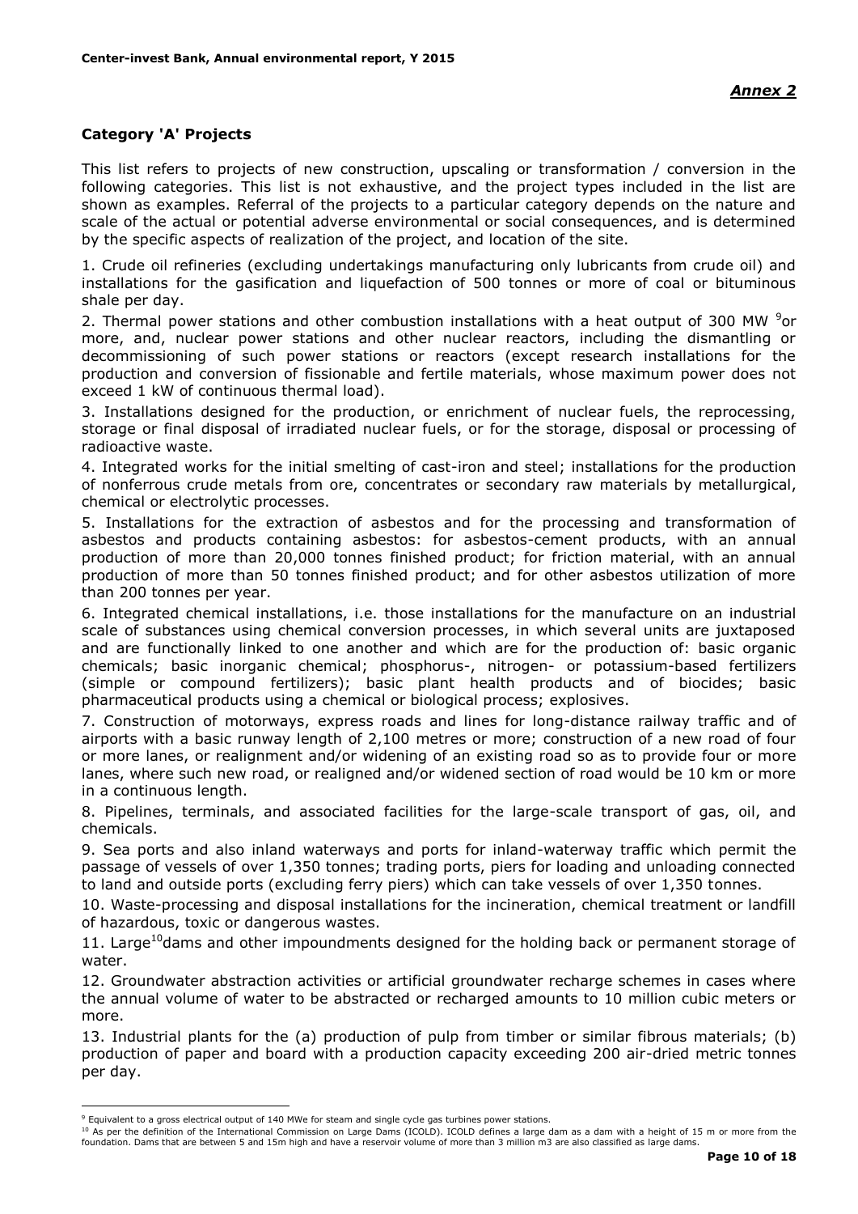*Annex 2*

## Category 'A' Projects

This list refers to projects of new construction, upscaling or transformation / conversion in the following categories. This list is not exhaustive, and the project types included in the list are shown as examples. Referral of the projects to a particular category depends on the nature and scale of the actual or potential adverse environmental or social consequences, and is determined by the specific aspects of realization of the project, and location of the site.

1. Crude oil refineries (excluding undertakings manufacturing only lubricants from crude oil) and installations for the gasification and liquefaction of 500 tonnes or more of coal or bituminous shale per day.

2. Thermal power stations and other combustion installations with a heat output of 300 MW [9]or more, and, nuclear power stations and other nuclear reactors, including the dismantling or decommissioning of such power stations or reactors (except research installations for the production and conversion of fissionable and fertile materials, whose maximum power does not exceed 1 kW of continuous thermal load).

3. Installations designed for the production, or enrichment of nuclear fuels, the reprocessing, storage or final disposal of irradiated nuclear fuels, or for the storage, disposal or processing of radioactive waste.

4. Integrated works for the initial smelting of cast-iron and steel; installations for the production of nonferrous crude metals from ore, concentrates or secondary raw materials by metallurgical, chemical or electrolytic processes.

5. Installations for the extraction of asbestos and for the processing and transformation of asbestos and products containing asbestos: for asbestos-cement products, with an annual production of more than 20,000 tonnes finished product; for friction material, with an annual production of more than 50 tonnes finished product; and for other asbestos utilization of more than 200 tonnes per year.

6. Integrated chemical installations, i.e. those installations for the manufacture on an industrial scale of substances using chemical conversion processes, in which several units are juxtaposed and are functionally linked to one another and which are for the production of: basic organic chemicals; basic inorganic chemical; phosphorus-, nitrogen- or potassium-based fertilizers (simple or compound fertilizers); basic plant health products and of biocides; basic pharmaceutical products using a chemical or biological process; explosives.

7. Construction of motorways, express roads and lines for long-distance railway traffic and of airports with a basic runway length of 2,100 metres or more; construction of a new road of four or more lanes, or realignment and/or widening of an existing road so as to provide four or more lanes, where such new road, or realigned and/or widened section of road would be 10 km or more in a continuous length.

8. Pipelines, terminals, and associated facilities for the large-scale transport of gas, oil, and chemicals.

9. Sea ports and also inland waterways and ports for inland-waterway traffic which permit the passage of vessels of over 1,350 tonnes; trading ports, piers for loading and unloading connected to land and outside ports (excluding ferry piers) which can take vessels of over 1,350 tonnes.

10. Waste-processing and disposal installations for the incineration, chemical treatment or landfill of hazardous, toxic or dangerous wastes.

11. Large[10]dams and other impoundments designed for the holding back or permanent storage of water.

12. Groundwater abstraction activities or artificial groundwater recharge schemes in cases where the annual volume of water to be abstracted or recharged amounts to 10 million cubic meters or more.

13. Industrial plants for the (a) production of pulp from timber or similar fibrous materials; (b) production of paper and board with a production capacity exceeding 200 air-dried metric tonnes per day.

---

[9] Equivalent to a gross electrical output of 140 MWe for steam and single cycle gas turbines power stations.

[10] As per the definition of the International Commission on Large Dams (ICOLD). ICOLD defines a large dam as a dam with a height of 15 m or more from the foundation. Dams that are between 5 and 15m high and have a reservoir volume of more than 3 million m3 are also classified as large dams.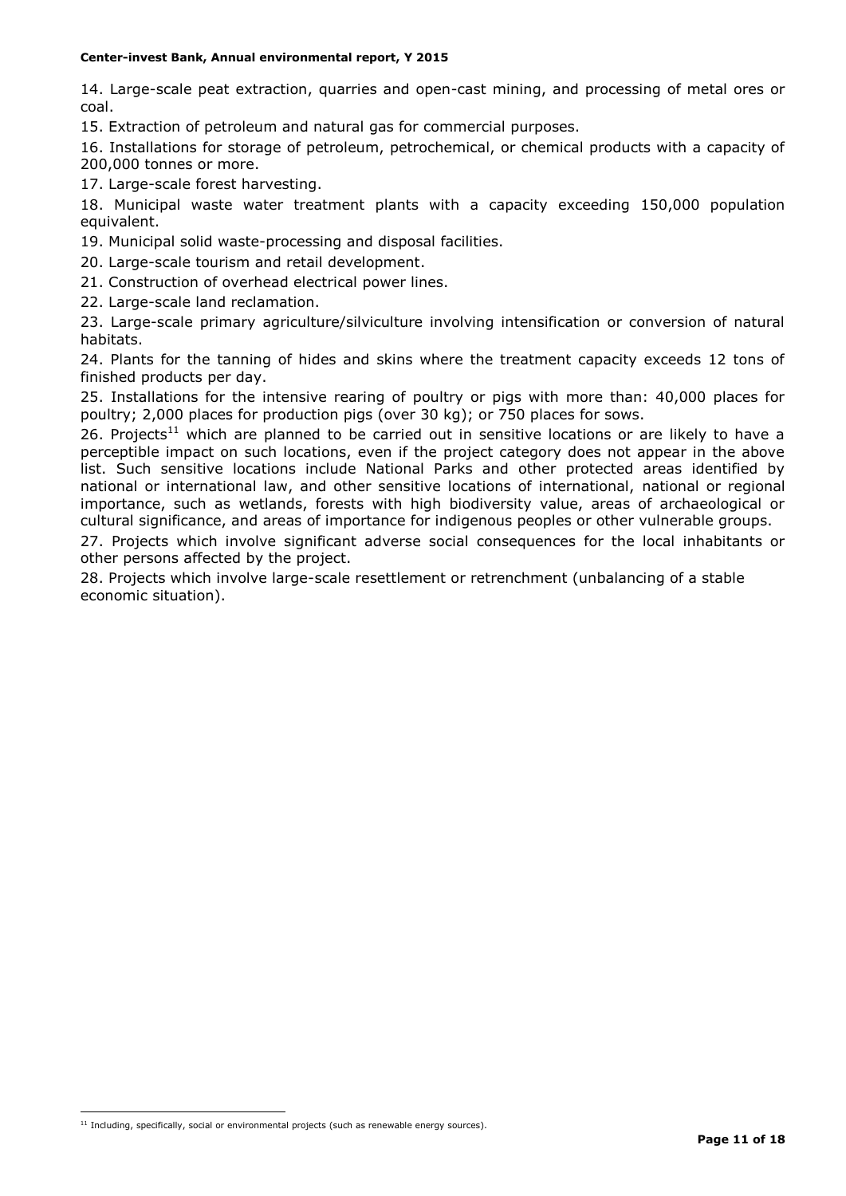14. Large-scale peat extraction, quarries and open-cast mining, and processing of metal ores or coal.

15. Extraction of petroleum and natural gas for commercial purposes.

16. Installations for storage of petroleum, petrochemical, or chemical products with a capacity of 200,000 tonnes or more.

17. Large-scale forest harvesting.

18. Municipal waste water treatment plants with a capacity exceeding 150,000 population equivalent.

19. Municipal solid waste-processing and disposal facilities.

20. Large-scale tourism and retail development.

21. Construction of overhead electrical power lines.

22. Large-scale land reclamation.

23. Large-scale primary agriculture/silviculture involving intensification or conversion of natural habitats.

24. Plants for the tanning of hides and skins where the treatment capacity exceeds 12 tons of finished products per day.

25. Installations for the intensive rearing of poultry or pigs with more than: 40,000 places for poultry; 2,000 places for production pigs (over 30 kg); or 750 places for sows.

26. Projects[11] which are planned to be carried out in sensitive locations or are likely to have a perceptible impact on such locations, even if the project category does not appear in the above list. Such sensitive locations include National Parks and other protected areas identified by national or international law, and other sensitive locations of international, national or regional importance, such as wetlands, forests with high biodiversity value, areas of archaeological or cultural significance, and areas of importance for indigenous peoples or other vulnerable groups.

27. Projects which involve significant adverse social consequences for the local inhabitants or other persons affected by the project.

28. Projects which involve large-scale resettlement or retrenchment (unbalancing of a stable economic situation).

[11] Including, specifically, social or environmental projects (such as renewable energy sources).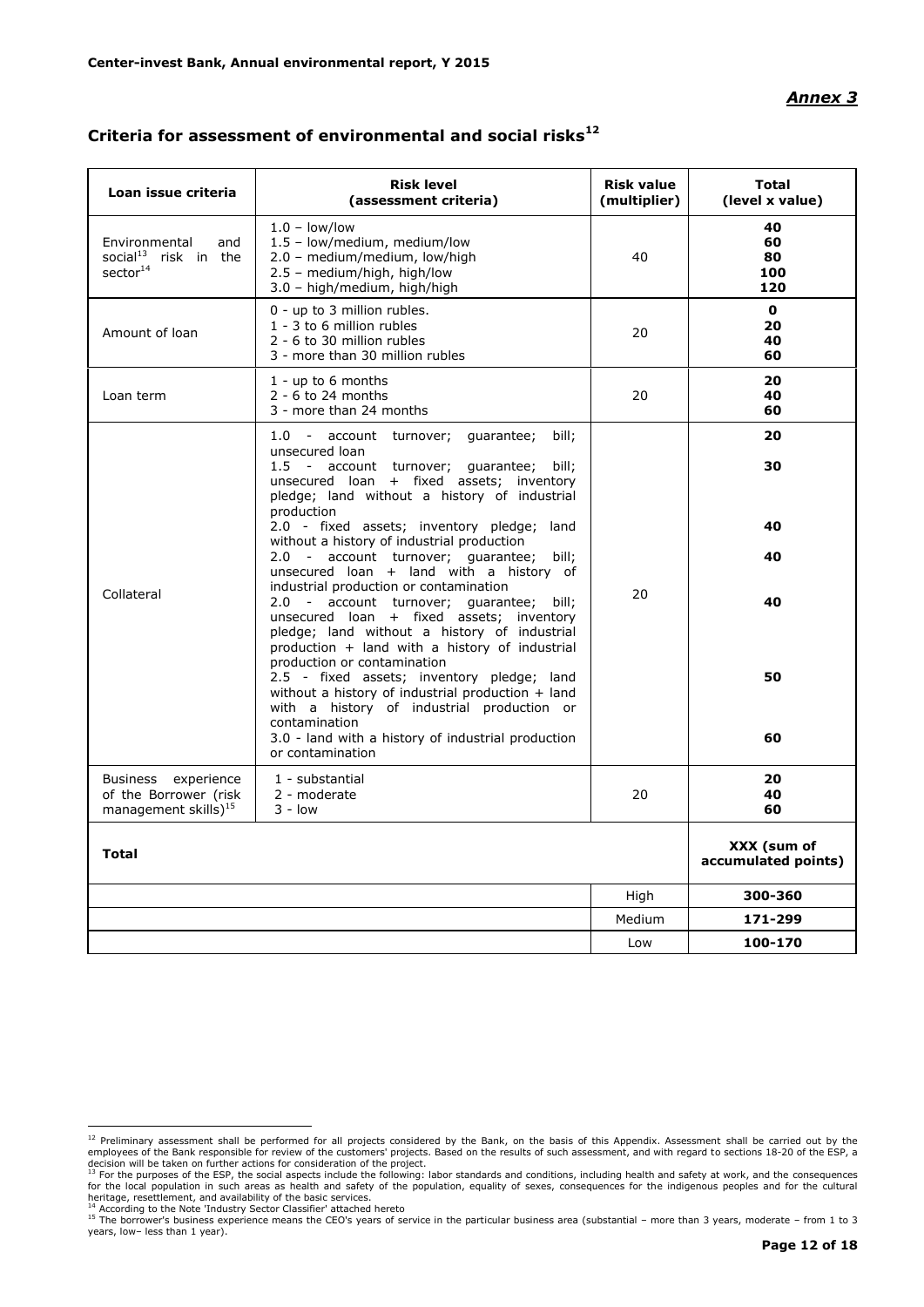*Annex 3*

## Criteria for assessment of environmental and social risks[12]

| Loan issue criteria | Risk level (assessment criteria) | Risk value (multiplier) | Total (level x value) |
|---|---|---|---|
| Environmental and social[13] risk in the sector[14] | 1.0 – low/low<br>1.5 – low/medium, medium/low<br>2.0 – medium/medium, low/high<br>2.5 – medium/high, high/low<br>3.0 – high/medium, high/high | 40 | **40**<br>**60**<br>**80**<br>**100**<br>**120** |
| Amount of loan | 0 - up to 3 million rubles.<br>1 - 3 to 6 million rubles<br>2 - 6 to 30 million rubles<br>3 - more than 30 million rubles | 20 | **0**<br>**20**<br>**40**<br>**60** |
| Loan term | 1 - up to 6 months<br>2 - 6 to 24 months<br>3 - more than 24 months | 20 | **20**<br>**40**<br>**60** |
| Collateral | 1.0 - account turnover; guarantee; bill; unsecured loan<br>1.5 - account turnover; guarantee; bill; unsecured loan + fixed assets; inventory pledge; land without a history of industrial production<br>2.0 - fixed assets; inventory pledge; land without a history of industrial production<br>2.0 - account turnover; guarantee; bill; unsecured loan + land with a history of industrial production or contamination<br>2.0 - account turnover; guarantee; bill; unsecured loan + fixed assets; inventory pledge; land without a history of industrial production + land with a history of industrial production or contamination<br>2.5 - fixed assets; inventory pledge; land without a history of industrial production + land with a history of industrial production or contamination<br>3.0 - land with a history of industrial production or contamination | 20 | **20**<br>**30**<br>**40**<br>**40**<br>**40**<br>**50**<br>**60** |
| Business experience of the Borrower (risk management skills)[15] | 1 - substantial<br>2 - moderate<br>3 - low | 20 | **20**<br>**40**<br>**60** |
| **Total** | | | **XXX (sum of accumulated points)** |
| | | High | **300-360** |
| | | Medium | **171-299** |
| | | Low | **100-170** |

---

[12] Preliminary assessment shall be performed for all projects considered by the Bank, on the basis of this Appendix. Assessment shall be carried out by the employees of the Bank responsible for review of the customers' projects. Based on the results of such assessment, and with regard to sections 18-20 of the ESP, a decision will be taken on further actions for consideration of the project.

[13] For the purposes of the ESP, the social aspects include the following: labor standards and conditions, including health and safety at work, and the consequences for the local population in such areas as health and safety of the population, equality of sexes, consequences for the indigenous peoples and for the cultural heritage, resettlement, and availability of the basic services.

[14] According to the Note 'Industry Sector Classifier' attached hereto

[15] The borrower's business experience means the CEO's years of service in the particular business area (substantial – more than 3 years, moderate – from 1 to 3 years, low– less than 1 year).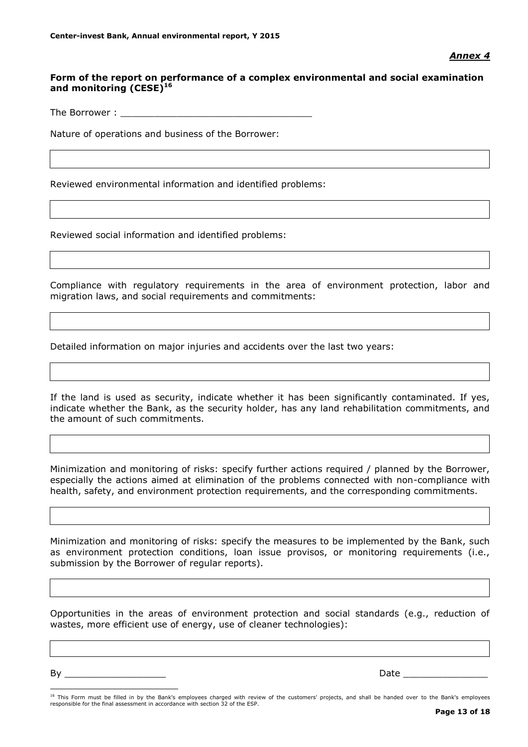*Annex 4*

**Form of the report on performance of a complex environmental and social examination and monitoring (CESE)[16]**

The Borrower : ________________________________

Nature of operations and business of the Borrower:

Reviewed environmental information and identified problems:

Reviewed social information and identified problems:

Compliance with regulatory requirements in the area of environment protection, labor and migration laws, and social requirements and commitments:

Detailed information on major injuries and accidents over the last two years:

If the land is used as security, indicate whether it has been significantly contaminated. If yes, indicate whether the Bank, as the security holder, has any land rehabilitation commitments, and the amount of such commitments.

Minimization and monitoring of risks: specify further actions required / planned by the Borrower, especially the actions aimed at elimination of the problems connected with non-compliance with health, safety, and environment protection requirements, and the corresponding commitments.

Minimization and monitoring of risks: specify the measures to be implemented by the Bank, such as environment protection conditions, loan issue provisos, or monitoring requirements (i.e., submission by the Borrower of regular reports).

Opportunities in the areas of environment protection and social standards (e.g., reduction of wastes, more efficient use of energy, use of cleaner technologies):

By _________________ Date _______________

[16] This Form must be filled in by the Bank's employees charged with review of the customers' projects, and shall be handed over to the Bank's employees responsible for the final assessment in accordance with section 32 of the ESP.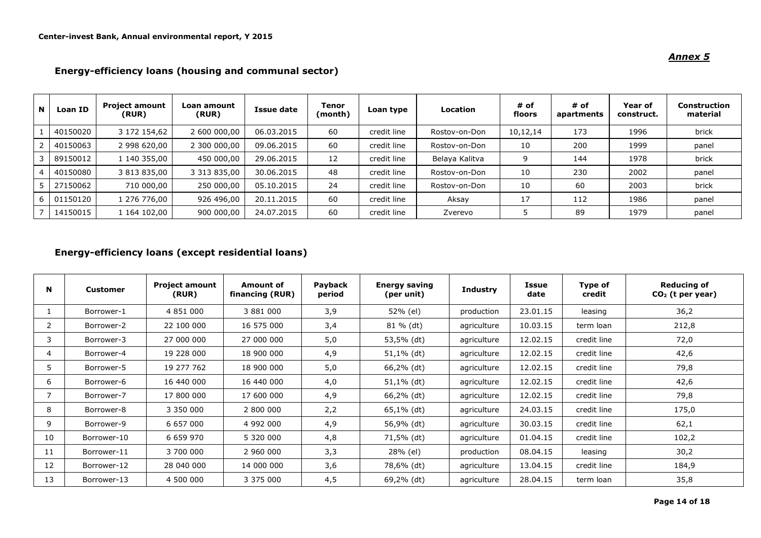*Annex 5*

## Energy-efficiency loans (housing and communal sector)

| N | Loan ID | Project amount (RUR) | Loan amount (RUR) | Issue date | Tenor (month) | Loan type | Location | # of floors | # of apartments | Year of construct. | Construction material |
|---|---|---|---|---|---|---|---|---|---|---|---|
| 1 | 40150020 | 3 172 154,62 | 2 600 000,00 | 06.03.2015 | 60 | credit line | Rostov-on-Don | 10,12,14 | 173 | 1996 | brick |
| 2 | 40150063 | 2 998 620,00 | 2 300 000,00 | 09.06.2015 | 60 | credit line | Rostov-on-Don | 10 | 200 | 1999 | panel |
| 3 | 89150012 | 1 140 355,00 | 450 000,00 | 29.06.2015 | 12 | credit line | Belaya Kalitva | 9 | 144 | 1978 | brick |
| 4 | 40150080 | 3 813 835,00 | 3 313 835,00 | 30.06.2015 | 48 | credit line | Rostov-on-Don | 10 | 230 | 2002 | panel |
| 5 | 27150062 | 710 000,00 | 250 000,00 | 05.10.2015 | 24 | credit line | Rostov-on-Don | 10 | 60 | 2003 | brick |
| 6 | 01150120 | 1 276 776,00 | 926 496,00 | 20.11.2015 | 60 | credit line | Aksay | 17 | 112 | 1986 | panel |
| 7 | 14150015 | 1 164 102,00 | 900 000,00 | 24.07.2015 | 60 | credit line | Zverevo | 5 | 89 | 1979 | panel |

## Energy-efficiency loans (except residential loans)

| N | Customer | Project amount (RUR) | Amount of financing (RUR) | Payback period | Energy saving (per unit) | Industry | Issue date | Type of credit | Reducing of $CO_2$ (t per year) |
|---|---|---|---|---|---|---|---|---|---|
| 1 | Borrower-1 | 4 851 000 | 3 881 000 | 3,9 | 52% (el) | production | 23.01.15 | leasing | 36,2 |
| 2 | Borrower-2 | 22 100 000 | 16 575 000 | 3,4 | 81 % (dt) | agriculture | 10.03.15 | term loan | 212,8 |
| 3 | Borrower-3 | 27 000 000 | 27 000 000 | 5,0 | 53,5% (dt) | agriculture | 12.02.15 | credit line | 72,0 |
| 4 | Borrower-4 | 19 228 000 | 18 900 000 | 4,9 | 51,1% (dt) | agriculture | 12.02.15 | credit line | 42,6 |
| 5 | Borrower-5 | 19 277 762 | 18 900 000 | 5,0 | 66,2% (dt) | agriculture | 12.02.15 | credit line | 79,8 |
| 6 | Borrower-6 | 16 440 000 | 16 440 000 | 4,0 | 51,1% (dt) | agriculture | 12.02.15 | credit line | 42,6 |
| 7 | Borrower-7 | 17 800 000 | 17 600 000 | 4,9 | 66,2% (dt) | agriculture | 12.02.15 | credit line | 79,8 |
| 8 | Borrower-8 | 3 350 000 | 2 800 000 | 2,2 | 65,1% (dt) | agriculture | 24.03.15 | credit line | 175,0 |
| 9 | Borrower-9 | 6 657 000 | 4 992 000 | 4,9 | 56,9% (dt) | agriculture | 30.03.15 | credit line | 62,1 |
| 10 | Borrower-10 | 6 659 970 | 5 320 000 | 4,8 | 71,5% (dt) | agriculture | 01.04.15 | credit line | 102,2 |
| 11 | Borrower-11 | 3 700 000 | 2 960 000 | 3,3 | 28% (el) | production | 08.04.15 | leasing | 30,2 |
| 12 | Borrower-12 | 28 040 000 | 14 000 000 | 3,6 | 78,6% (dt) | agriculture | 13.04.15 | credit line | 184,9 |
| 13 | Borrower-13 | 4 500 000 | 3 375 000 | 4,5 | 69,2% (dt) | agriculture | 28.04.15 | term loan | 35,8 |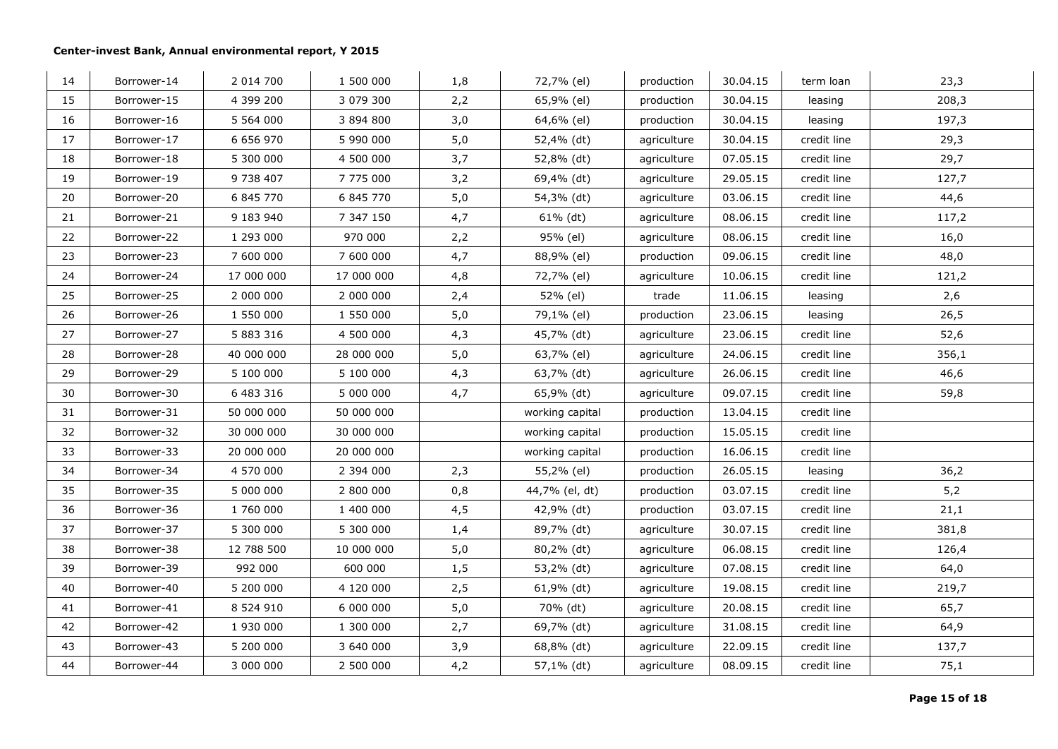| 14 | Borrower-14 | 2 014 700 | 1 500 000 | 1,8 | 72,7% (el) | production | 30.04.15 | term loan | 23,3 |
|---|---|---|---|---|---|---|---|---|---|
| 15 | Borrower-15 | 4 399 200 | 3 079 300 | 2,2 | 65,9% (el) | production | 30.04.15 | leasing | 208,3 |
| 16 | Borrower-16 | 5 564 000 | 3 894 800 | 3,0 | 64,6% (el) | production | 30.04.15 | leasing | 197,3 |
| 17 | Borrower-17 | 6 656 970 | 5 990 000 | 5,0 | 52,4% (dt) | agriculture | 30.04.15 | credit line | 29,3 |
| 18 | Borrower-18 | 5 300 000 | 4 500 000 | 3,7 | 52,8% (dt) | agriculture | 07.05.15 | credit line | 29,7 |
| 19 | Borrower-19 | 9 738 407 | 7 775 000 | 3,2 | 69,4% (dt) | agriculture | 29.05.15 | credit line | 127,7 |
| 20 | Borrower-20 | 6 845 770 | 6 845 770 | 5,0 | 54,3% (dt) | agriculture | 03.06.15 | credit line | 44,6 |
| 21 | Borrower-21 | 9 183 940 | 7 347 150 | 4,7 | 61% (dt) | agriculture | 08.06.15 | credit line | 117,2 |
| 22 | Borrower-22 | 1 293 000 | 970 000 | 2,2 | 95% (el) | agriculture | 08.06.15 | credit line | 16,0 |
| 23 | Borrower-23 | 7 600 000 | 7 600 000 | 4,7 | 88,9% (el) | production | 09.06.15 | credit line | 48,0 |
| 24 | Borrower-24 | 17 000 000 | 17 000 000 | 4,8 | 72,7% (el) | agriculture | 10.06.15 | credit line | 121,2 |
| 25 | Borrower-25 | 2 000 000 | 2 000 000 | 2,4 | 52% (el) | trade | 11.06.15 | leasing | 2,6 |
| 26 | Borrower-26 | 1 550 000 | 1 550 000 | 5,0 | 79,1% (el) | production | 23.06.15 | leasing | 26,5 |
| 27 | Borrower-27 | 5 883 316 | 4 500 000 | 4,3 | 45,7% (dt) | agriculture | 23.06.15 | credit line | 52,6 |
| 28 | Borrower-28 | 40 000 000 | 28 000 000 | 5,0 | 63,7% (el) | agriculture | 24.06.15 | credit line | 356,1 |
| 29 | Borrower-29 | 5 100 000 | 5 100 000 | 4,3 | 63,7% (dt) | agriculture | 26.06.15 | credit line | 46,6 |
| 30 | Borrower-30 | 6 483 316 | 5 000 000 | 4,7 | 65,9% (dt) | agriculture | 09.07.15 | credit line | 59,8 |
| 31 | Borrower-31 | 50 000 000 | 50 000 000 | | working capital | production | 13.04.15 | credit line | |
| 32 | Borrower-32 | 30 000 000 | 30 000 000 | | working capital | production | 15.05.15 | credit line | |
| 33 | Borrower-33 | 20 000 000 | 20 000 000 | | working capital | production | 16.06.15 | credit line | |
| 34 | Borrower-34 | 4 570 000 | 2 394 000 | 2,3 | 55,2% (el) | production | 26.05.15 | leasing | 36,2 |
| 35 | Borrower-35 | 5 000 000 | 2 800 000 | 0,8 | 44,7% (el, dt) | production | 03.07.15 | credit line | 5,2 |
| 36 | Borrower-36 | 1 760 000 | 1 400 000 | 4,5 | 42,9% (dt) | production | 03.07.15 | credit line | 21,1 |
| 37 | Borrower-37 | 5 300 000 | 5 300 000 | 1,4 | 89,7% (dt) | agriculture | 30.07.15 | credit line | 381,8 |
| 38 | Borrower-38 | 12 788 500 | 10 000 000 | 5,0 | 80,2% (dt) | agriculture | 06.08.15 | credit line | 126,4 |
| 39 | Borrower-39 | 992 000 | 600 000 | 1,5 | 53,2% (dt) | agriculture | 07.08.15 | credit line | 64,0 |
| 40 | Borrower-40 | 5 200 000 | 4 120 000 | 2,5 | 61,9% (dt) | agriculture | 19.08.15 | credit line | 219,7 |
| 41 | Borrower-41 | 8 524 910 | 6 000 000 | 5,0 | 70% (dt) | agriculture | 20.08.15 | credit line | 65,7 |
| 42 | Borrower-42 | 1 930 000 | 1 300 000 | 2,7 | 69,7% (dt) | agriculture | 31.08.15 | credit line | 64,9 |
| 43 | Borrower-43 | 5 200 000 | 3 640 000 | 3,9 | 68,8% (dt) | agriculture | 22.09.15 | credit line | 137,7 |
| 44 | Borrower-44 | 3 000 000 | 2 500 000 | 4,2 | 57,1% (dt) | agriculture | 08.09.15 | credit line | 75,1 |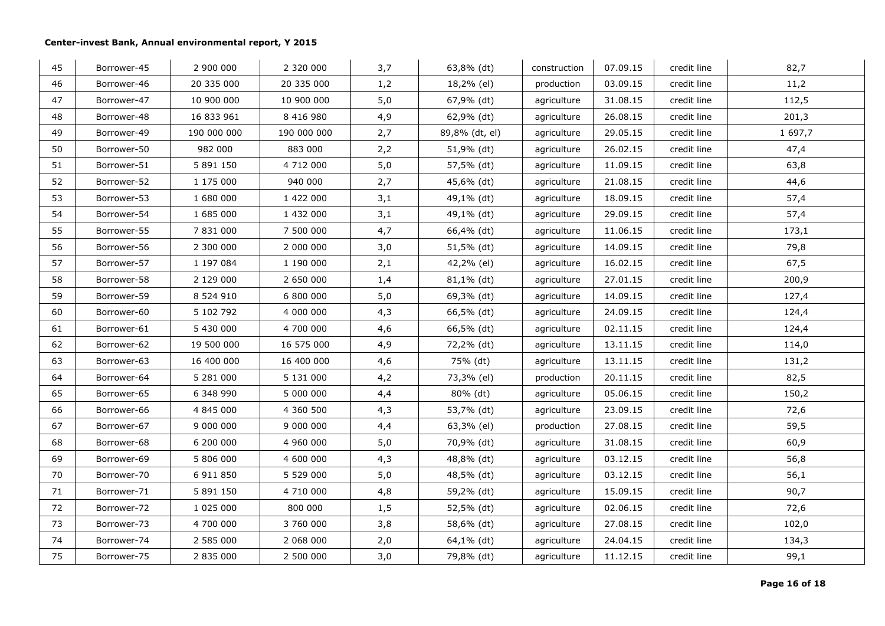| 45 | Borrower-45 | 2 900 000 | 2 320 000 | 3,7 | 63,8% (dt) | construction | 07.09.15 | credit line | 82,7 |
|---|---|---|---|---|---|---|---|---|---|
| 46 | Borrower-46 | 20 335 000 | 20 335 000 | 1,2 | 18,2% (el) | production | 03.09.15 | credit line | 11,2 |
| 47 | Borrower-47 | 10 900 000 | 10 900 000 | 5,0 | 67,9% (dt) | agriculture | 31.08.15 | credit line | 112,5 |
| 48 | Borrower-48 | 16 833 961 | 8 416 980 | 4,9 | 62,9% (dt) | agriculture | 26.08.15 | credit line | 201,3 |
| 49 | Borrower-49 | 190 000 000 | 190 000 000 | 2,7 | 89,8% (dt, el) | agriculture | 29.05.15 | credit line | 1 697,7 |
| 50 | Borrower-50 | 982 000 | 883 000 | 2,2 | 51,9% (dt) | agriculture | 26.02.15 | credit line | 47,4 |
| 51 | Borrower-51 | 5 891 150 | 4 712 000 | 5,0 | 57,5% (dt) | agriculture | 11.09.15 | credit line | 63,8 |
| 52 | Borrower-52 | 1 175 000 | 940 000 | 2,7 | 45,6% (dt) | agriculture | 21.08.15 | credit line | 44,6 |
| 53 | Borrower-53 | 1 680 000 | 1 422 000 | 3,1 | 49,1% (dt) | agriculture | 18.09.15 | credit line | 57,4 |
| 54 | Borrower-54 | 1 685 000 | 1 432 000 | 3,1 | 49,1% (dt) | agriculture | 29.09.15 | credit line | 57,4 |
| 55 | Borrower-55 | 7 831 000 | 7 500 000 | 4,7 | 66,4% (dt) | agriculture | 11.06.15 | credit line | 173,1 |
| 56 | Borrower-56 | 2 300 000 | 2 000 000 | 3,0 | 51,5% (dt) | agriculture | 14.09.15 | credit line | 79,8 |
| 57 | Borrower-57 | 1 197 084 | 1 190 000 | 2,1 | 42,2% (el) | agriculture | 16.02.15 | credit line | 67,5 |
| 58 | Borrower-58 | 2 129 000 | 2 650 000 | 1,4 | 81,1% (dt) | agriculture | 27.01.15 | credit line | 200,9 |
| 59 | Borrower-59 | 8 524 910 | 6 800 000 | 5,0 | 69,3% (dt) | agriculture | 14.09.15 | credit line | 127,4 |
| 60 | Borrower-60 | 5 102 792 | 4 000 000 | 4,3 | 66,5% (dt) | agriculture | 24.09.15 | credit line | 124,4 |
| 61 | Borrower-61 | 5 430 000 | 4 700 000 | 4,6 | 66,5% (dt) | agriculture | 02.11.15 | credit line | 124,4 |
| 62 | Borrower-62 | 19 500 000 | 16 575 000 | 4,9 | 72,2% (dt) | agriculture | 13.11.15 | credit line | 114,0 |
| 63 | Borrower-63 | 16 400 000 | 16 400 000 | 4,6 | 75% (dt) | agriculture | 13.11.15 | credit line | 131,2 |
| 64 | Borrower-64 | 5 281 000 | 5 131 000 | 4,2 | 73,3% (el) | production | 20.11.15 | credit line | 82,5 |
| 65 | Borrower-65 | 6 348 990 | 5 000 000 | 4,4 | 80% (dt) | agriculture | 05.06.15 | credit line | 150,2 |
| 66 | Borrower-66 | 4 845 000 | 4 360 500 | 4,3 | 53,7% (dt) | agriculture | 23.09.15 | credit line | 72,6 |
| 67 | Borrower-67 | 9 000 000 | 9 000 000 | 4,4 | 63,3% (el) | production | 27.08.15 | credit line | 59,5 |
| 68 | Borrower-68 | 6 200 000 | 4 960 000 | 5,0 | 70,9% (dt) | agriculture | 31.08.15 | credit line | 60,9 |
| 69 | Borrower-69 | 5 806 000 | 4 600 000 | 4,3 | 48,8% (dt) | agriculture | 03.12.15 | credit line | 56,8 |
| 70 | Borrower-70 | 6 911 850 | 5 529 000 | 5,0 | 48,5% (dt) | agriculture | 03.12.15 | credit line | 56,1 |
| 71 | Borrower-71 | 5 891 150 | 4 710 000 | 4,8 | 59,2% (dt) | agriculture | 15.09.15 | credit line | 90,7 |
| 72 | Borrower-72 | 1 025 000 | 800 000 | 1,5 | 52,5% (dt) | agriculture | 02.06.15 | credit line | 72,6 |
| 73 | Borrower-73 | 4 700 000 | 3 760 000 | 3,8 | 58,6% (dt) | agriculture | 27.08.15 | credit line | 102,0 |
| 74 | Borrower-74 | 2 585 000 | 2 068 000 | 2,0 | 64,1% (dt) | agriculture | 24.04.15 | credit line | 134,3 |
| 75 | Borrower-75 | 2 835 000 | 2 500 000 | 3,0 | 79,8% (dt) | agriculture | 11.12.15 | credit line | 99,1 |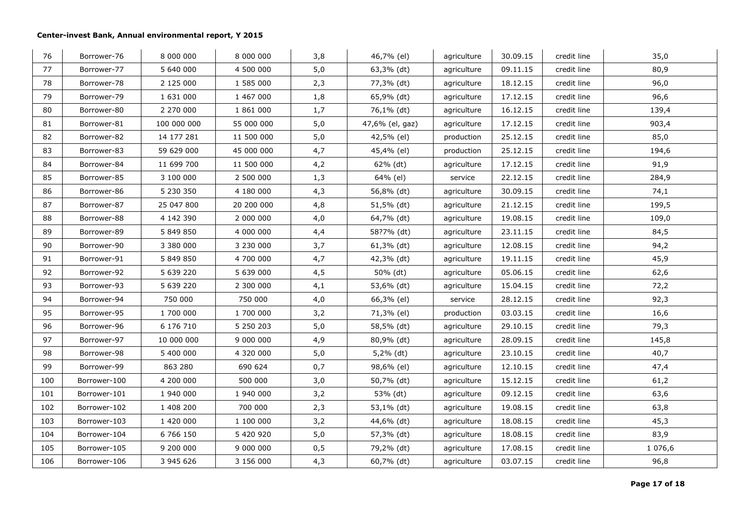| 76 | Borrower-76 | 8 000 000 | 8 000 000 | 3,8 | 46,7% (el) | agriculture | 30.09.15 | credit line | 35,0 |
|---|---|---|---|---|---|---|---|---|---|
| 77 | Borrower-77 | 5 640 000 | 4 500 000 | 5,0 | 63,3% (dt) | agriculture | 09.11.15 | credit line | 80,9 |
| 78 | Borrower-78 | 2 125 000 | 1 585 000 | 2,3 | 77,3% (dt) | agriculture | 18.12.15 | credit line | 96,0 |
| 79 | Borrower-79 | 1 631 000 | 1 467 000 | 1,8 | 65,9% (dt) | agriculture | 17.12.15 | credit line | 96,6 |
| 80 | Borrower-80 | 2 270 000 | 1 861 000 | 1,7 | 76,1% (dt) | agriculture | 16.12.15 | credit line | 139,4 |
| 81 | Borrower-81 | 100 000 000 | 55 000 000 | 5,0 | 47,6% (el, gaz) | agriculture | 17.12.15 | credit line | 903,4 |
| 82 | Borrower-82 | 14 177 281 | 11 500 000 | 5,0 | 42,5% (el) | production | 25.12.15 | credit line | 85,0 |
| 83 | Borrower-83 | 59 629 000 | 45 000 000 | 4,7 | 45,4% (el) | production | 25.12.15 | credit line | 194,6 |
| 84 | Borrower-84 | 11 699 700 | 11 500 000 | 4,2 | 62% (dt) | agriculture | 17.12.15 | credit line | 91,9 |
| 85 | Borrower-85 | 3 100 000 | 2 500 000 | 1,3 | 64% (el) | service | 22.12.15 | credit line | 284,9 |
| 86 | Borrower-86 | 5 230 350 | 4 180 000 | 4,3 | 56,8% (dt) | agriculture | 30.09.15 | credit line | 74,1 |
| 87 | Borrower-87 | 25 047 800 | 20 200 000 | 4,8 | 51,5% (dt) | agriculture | 21.12.15 | credit line | 199,5 |
| 88 | Borrower-88 | 4 142 390 | 2 000 000 | 4,0 | 64,7% (dt) | agriculture | 19.08.15 | credit line | 109,0 |
| 89 | Borrower-89 | 5 849 850 | 4 000 000 | 4,4 | 58?7% (dt) | agriculture | 23.11.15 | credit line | 84,5 |
| 90 | Borrower-90 | 3 380 000 | 3 230 000 | 3,7 | 61,3% (dt) | agriculture | 12.08.15 | credit line | 94,2 |
| 91 | Borrower-91 | 5 849 850 | 4 700 000 | 4,7 | 42,3% (dt) | agriculture | 19.11.15 | credit line | 45,9 |
| 92 | Borrower-92 | 5 639 220 | 5 639 000 | 4,5 | 50% (dt) | agriculture | 05.06.15 | credit line | 62,6 |
| 93 | Borrower-93 | 5 639 220 | 2 300 000 | 4,1 | 53,6% (dt) | agriculture | 15.04.15 | credit line | 72,2 |
| 94 | Borrower-94 | 750 000 | 750 000 | 4,0 | 66,3% (el) | service | 28.12.15 | credit line | 92,3 |
| 95 | Borrower-95 | 1 700 000 | 1 700 000 | 3,2 | 71,3% (el) | production | 03.03.15 | credit line | 16,6 |
| 96 | Borrower-96 | 6 176 710 | 5 250 203 | 5,0 | 58,5% (dt) | agriculture | 29.10.15 | credit line | 79,3 |
| 97 | Borrower-97 | 10 000 000 | 9 000 000 | 4,9 | 80,9% (dt) | agriculture | 28.09.15 | credit line | 145,8 |
| 98 | Borrower-98 | 5 400 000 | 4 320 000 | 5,0 | 5,2% (dt) | agriculture | 23.10.15 | credit line | 40,7 |
| 99 | Borrower-99 | 863 280 | 690 624 | 0,7 | 98,6% (el) | agriculture | 12.10.15 | credit line | 47,4 |
| 100 | Borrower-100 | 4 200 000 | 500 000 | 3,0 | 50,7% (dt) | agriculture | 15.12.15 | credit line | 61,2 |
| 101 | Borrower-101 | 1 940 000 | 1 940 000 | 3,2 | 53% (dt) | agriculture | 09.12.15 | credit line | 63,6 |
| 102 | Borrower-102 | 1 408 200 | 700 000 | 2,3 | 53,1% (dt) | agriculture | 19.08.15 | credit line | 63,8 |
| 103 | Borrower-103 | 1 420 000 | 1 100 000 | 3,2 | 44,6% (dt) | agriculture | 18.08.15 | credit line | 45,3 |
| 104 | Borrower-104 | 6 766 150 | 5 420 920 | 5,0 | 57,3% (dt) | agriculture | 18.08.15 | credit line | 83,9 |
| 105 | Borrower-105 | 9 200 000 | 9 000 000 | 0,5 | 79,2% (dt) | agriculture | 17.08.15 | credit line | 1 076,6 |
| 106 | Borrower-106 | 3 945 626 | 3 156 000 | 4,3 | 60,7% (dt) | agriculture | 03.07.15 | credit line | 96,8 |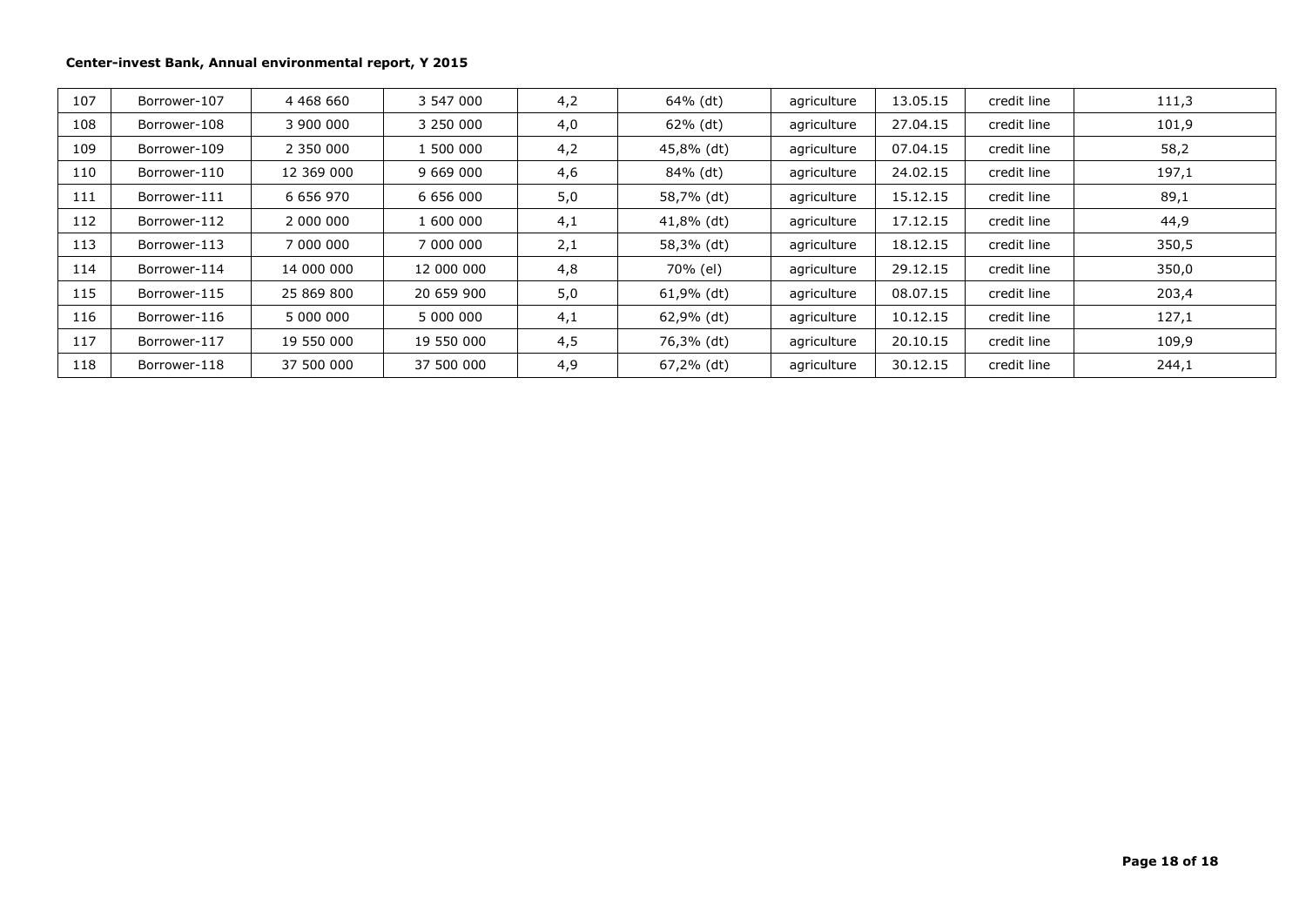| | | | | | | | | | |
|---|---|---|---|---|---|---|---|---|---|
| 107 | Borrower-107 | 4 468 660 | 3 547 000 | 4,2 | 64% (dt) | agriculture | 13.05.15 | credit line | 111,3 |
| 108 | Borrower-108 | 3 900 000 | 3 250 000 | 4,0 | 62% (dt) | agriculture | 27.04.15 | credit line | 101,9 |
| 109 | Borrower-109 | 2 350 000 | 1 500 000 | 4,2 | 45,8% (dt) | agriculture | 07.04.15 | credit line | 58,2 |
| 110 | Borrower-110 | 12 369 000 | 9 669 000 | 4,6 | 84% (dt) | agriculture | 24.02.15 | credit line | 197,1 |
| 111 | Borrower-111 | 6 656 970 | 6 656 000 | 5,0 | 58,7% (dt) | agriculture | 15.12.15 | credit line | 89,1 |
| 112 | Borrower-112 | 2 000 000 | 1 600 000 | 4,1 | 41,8% (dt) | agriculture | 17.12.15 | credit line | 44,9 |
| 113 | Borrower-113 | 7 000 000 | 7 000 000 | 2,1 | 58,3% (dt) | agriculture | 18.12.15 | credit line | 350,5 |
| 114 | Borrower-114 | 14 000 000 | 12 000 000 | 4,8 | 70% (el) | agriculture | 29.12.15 | credit line | 350,0 |
| 115 | Borrower-115 | 25 869 800 | 20 659 900 | 5,0 | 61,9% (dt) | agriculture | 08.07.15 | credit line | 203,4 |
| 116 | Borrower-116 | 5 000 000 | 5 000 000 | 4,1 | 62,9% (dt) | agriculture | 10.12.15 | credit line | 127,1 |
| 117 | Borrower-117 | 19 550 000 | 19 550 000 | 4,5 | 76,3% (dt) | agriculture | 20.10.15 | credit line | 109,9 |
| 118 | Borrower-118 | 37 500 000 | 37 500 000 | 4,9 | 67,2% (dt) | agriculture | 30.12.15 | credit line | 244,1 |